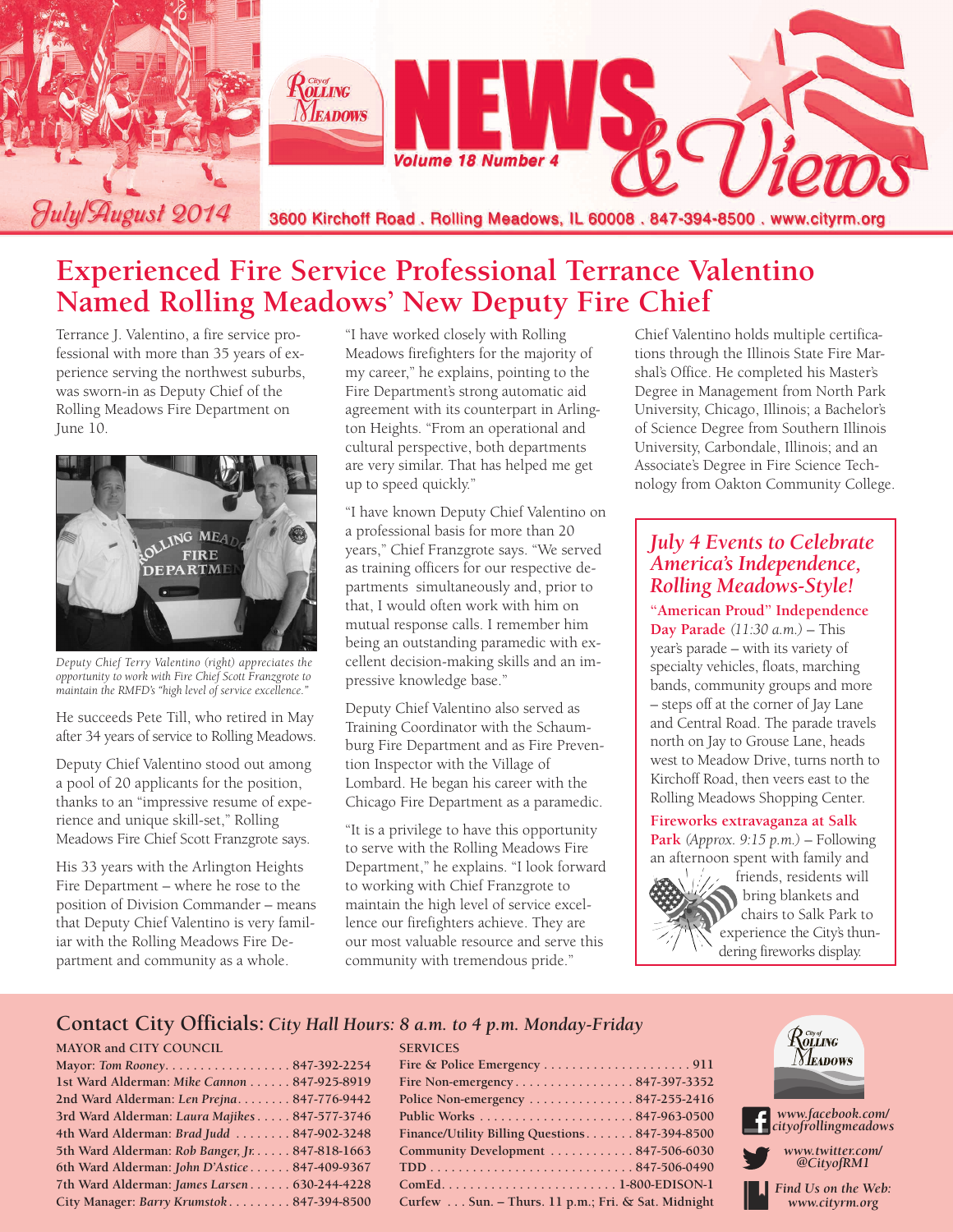# City of Rolling Meadows NEWS & Views

Volume 18 Number 4

July/August 2014

3600 Kirchoff Road . Rolling Meadows, IL 60008 . 847-394-8500 . www.cityrm.org

## Experienced Fire Service Professional Terrance Valentino Named Rolling Meadows' New Deputy Fire Chief

Terrance J. Valentino, a fire service professional with more than 35 years of experience serving the northwest suburbs, was sworn-in as Deputy Chief of the Rolling Meadows Fire Department on June 10.

*Deputy Chief Terry Valentino (right) appreciates the opportunity to work with Fire Chief Scott Franzgrote to maintain the RMFD's "high level of service excellence."*

He succeeds Pete Till, who retired in May after 34 years of service to Rolling Meadows.

Deputy Chief Valentino stood out among a pool of 20 applicants for the position, thanks to an "impressive resume of experience and unique skill-set," Rolling Meadows Fire Chief Scott Franzgrote says.

His 33 years with the Arlington Heights Fire Department – where he rose to the position of Division Commander – means that Deputy Chief Valentino is very familiar with the Rolling Meadows Fire Department and community as a whole.

"I have worked closely with Rolling Meadows firefighters for the majority of my career," he explains, pointing to the Fire Department's strong automatic aid agreement with its counterpart in Arlington Heights. "From an operational and cultural perspective, both departments are very similar. That has helped me get up to speed quickly."

"I have known Deputy Chief Valentino on a professional basis for more than 20 years," Chief Franzgrote says. "We served as training officers for our respective departments simultaneously and, prior to that, I would often work with him on mutual response calls. I remember him being an outstanding paramedic with excellent decision-making skills and an impressive knowledge base."

Deputy Chief Valentino also served as Training Coordinator with the Schaumburg Fire Department and as Fire Prevention Inspector with the Village of Lombard. He began his career with the Chicago Fire Department as a paramedic.

"It is a privilege to have this opportunity to serve with the Rolling Meadows Fire Department," he explains. "I look forward to working with Chief Franzgrote to maintain the high level of service excellence our firefighters achieve. They are our most valuable resource and serve this community with tremendous pride."

Chief Valentino holds multiple certifications through the Illinois State Fire Marshal's Office. He completed his Master's Degree in Management from North Park University, Chicago, Illinois; a Bachelor's of Science Degree from Southern Illinois University, Carbondale, Illinois; and an Associate's Degree in Fire Science Technology from Oakton Community College.

### *July 4 Events to Celebrate America's Independence, Rolling Meadows-Style!*

**"American Proud" Independence Day Parade** *(11:30 a.m.)* – This year's parade – with its variety of specialty vehicles, floats, marching bands, community groups and more – steps off at the corner of Jay Lane and Central Road. The parade travels north on Jay to Grouse Lane, heads west to Meadow Drive, turns north to Kirchoff Road, then veers east to the Rolling Meadows Shopping Center.

**Fireworks extravaganza at Salk Park** *(Approx. 9:15 p.m.)* – Following an afternoon spent with family and friends, residents will bring blankets and chairs to Salk Park to experience the City's thundering fireworks display.

## Contact City Officials: *City Hall Hours: 8 a.m. to 4 p.m. Monday-Friday*

**MAYOR and CITY COUNCIL**

| | |
|---|---|
| Mayor: *Tom Rooney* | 847-392-2254 |
| 1st Ward Alderman: *Mike Cannon* | 847-925-8919 |
| 2nd Ward Alderman: *Len Prejna* | 847-776-9442 |
| 3rd Ward Alderman: *Laura Majikes* | 847-577-3746 |
| 4th Ward Alderman: *Brad Judd* | 847-902-3248 |
| 5th Ward Alderman: *Rob Banger, Jr.* | 847-818-1663 |
| 6th Ward Alderman: *John D'Astice* | 847-409-9367 |
| 7th Ward Alderman: *James Larsen* | 630-244-4228 |
| City Manager: *Barry Krumstok* | 847-394-8500 |

**SERVICES**

| | |
|---|---|
| Fire & Police Emergency | 911 |
| Fire Non-emergency | 847-397-3352 |
| Police Non-emergency | 847-255-2416 |
| Public Works | 847-963-0500 |
| Finance/Utility Billing Questions | 847-394-8500 |
| Community Development | 847-506-6030 |
| TDD | 847-506-0490 |
| ComEd | 1-800-EDISON-1 |
| Curfew | Sun. – Thurs. 11 p.m.; Fri. & Sat. Midnight |

*www.facebook.com/cityofrollingmeadows*

*www.twitter.com/@CityofRM1*

*Find Us on the Web: www.cityrm.org*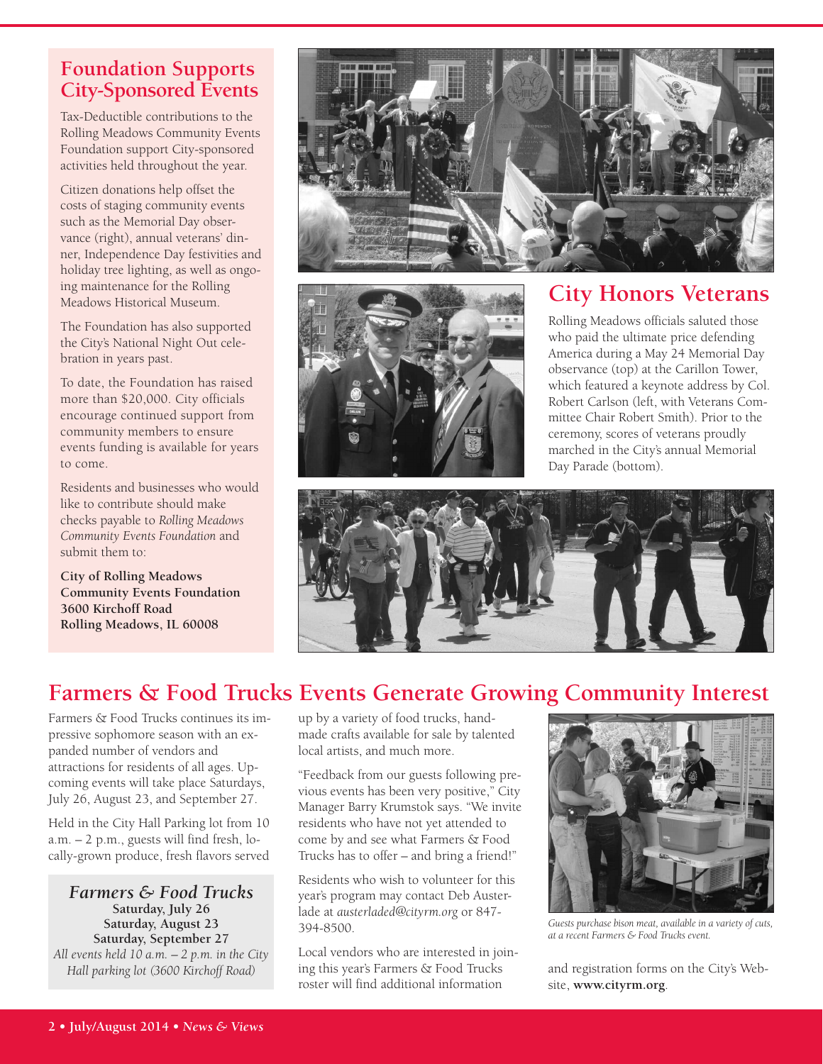## Foundation Supports City-Sponsored Events

Tax-Deductible contributions to the Rolling Meadows Community Events Foundation support City-sponsored activities held throughout the year.

Citizen donations help offset the costs of staging community events such as the Memorial Day observance (right), annual veterans' dinner, Independence Day festivities and holiday tree lighting, as well as ongoing maintenance for the Rolling Meadows Historical Museum.

The Foundation has also supported the City's National Night Out celebration in years past.

To date, the Foundation has raised more than $20,000. City officials encourage continued support from community members to ensure events funding is available for years to come.

Residents and businesses who would like to contribute should make checks payable to *Rolling Meadows Community Events Foundation* and submit them to:

**City of Rolling Meadows**
**Community Events Foundation**
**3600 Kirchoff Road**
**Rolling Meadows, IL 60008**

## City Honors Veterans

Rolling Meadows officials saluted those who paid the ultimate price defending America during a May 24 Memorial Day observance (top) at the Carillon Tower, which featured a keynote address by Col. Robert Carlson (left, with Veterans Committee Chair Robert Smith). Prior to the ceremony, scores of veterans proudly marched in the City's annual Memorial Day Parade (bottom).

## Farmers & Food Trucks Events Generate Growing Community Interest

Farmers & Food Trucks continues its impressive sophomore season with an expanded number of vendors and attractions for residents of all ages. Upcoming events will take place Saturdays, July 26, August 23, and September 27.

Held in the City Hall Parking lot from 10 a.m. – 2 p.m., guests will find fresh, locally-grown produce, fresh flavors served up by a variety of food trucks, handmade crafts available for sale by talented local artists, and much more.

"Feedback from our guests following previous events has been very positive," City Manager Barry Krumstok says. "We invite residents who have not yet attended to come by and see what Farmers & Food Trucks has to offer – and bring a friend!"

Residents who wish to volunteer for this year's program may contact Deb Austerlade at *austerladed@cityrm.org* or 847-394-8500.

Local vendors who are interested in joining this year's Farmers & Food Trucks roster will find additional information and registration forms on the City's Website, **www.cityrm.org**.

### *Farmers & Food Trucks*

**Saturday, July 26**
**Saturday, August 23**
**Saturday, September 27**
*All events held 10 a.m. – 2 p.m. in the City Hall parking lot (3600 Kirchoff Road)*

*Guests purchase bison meat, available in a variety of cuts, at a recent Farmers & Food Trucks event.*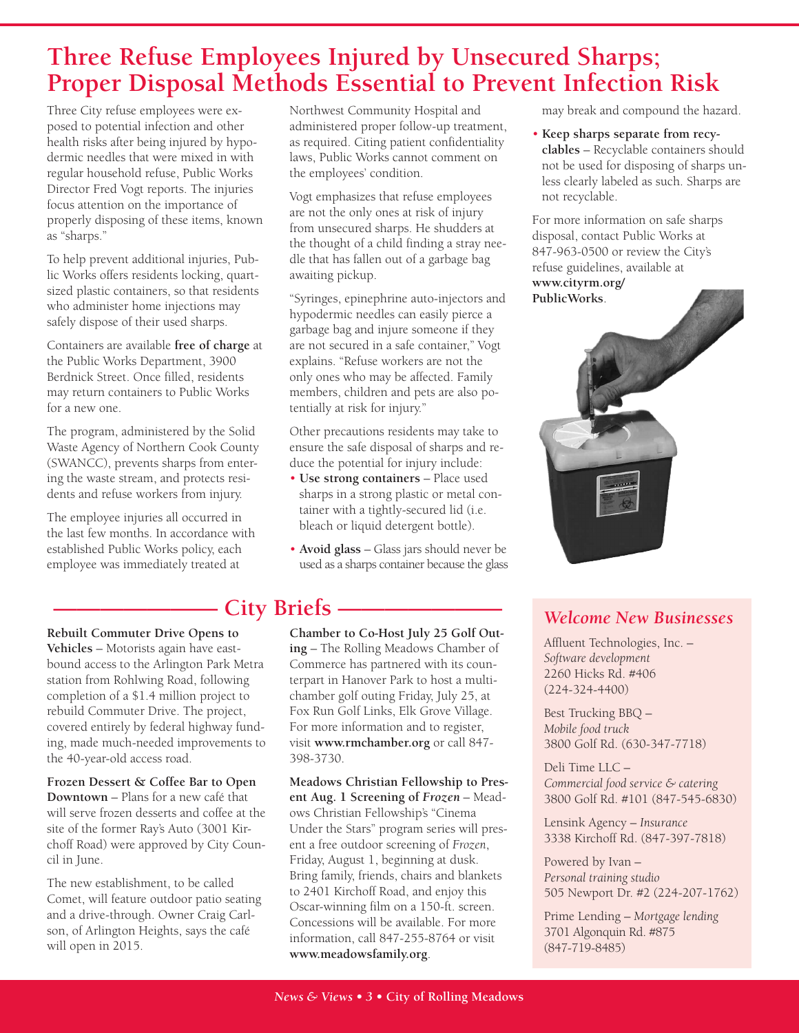# Three Refuse Employees Injured by Unsecured Sharps; Proper Disposal Methods Essential to Prevent Infection Risk

Three City refuse employees were exposed to potential infection and other health risks after being injured by hypodermic needles that were mixed in with regular household refuse, Public Works Director Fred Vogt reports. The injuries focus attention on the importance of properly disposing of these items, known as "sharps."

To help prevent additional injuries, Public Works offers residents locking, quart-sized plastic containers, so that residents who administer home injections may safely dispose of their used sharps.

Containers are available **free of charge** at the Public Works Department, 3900 Berdnick Street. Once filled, residents may return containers to Public Works for a new one.

The program, administered by the Solid Waste Agency of Northern Cook County (SWANCC), prevents sharps from entering the waste stream, and protects residents and refuse workers from injury.

The employee injuries all occurred in the last few months. In accordance with established Public Works policy, each employee was immediately treated at Northwest Community Hospital and administered proper follow-up treatment, as required. Citing patient confidentiality laws, Public Works cannot comment on the employees' condition.

Vogt emphasizes that refuse employees are not the only ones at risk of injury from unsecured sharps. He shudders at the thought of a child finding a stray needle that has fallen out of a garbage bag awaiting pickup.

"Syringes, epinephrine auto-injectors and hypodermic needles can easily pierce a garbage bag and injure someone if they are not secured in a safe container," Vogt explains. "Refuse workers are not the only ones who may be affected. Family members, children and pets are also potentially at risk for injury."

Other precautions residents may take to ensure the safe disposal of sharps and reduce the potential for injury include:

- **Use strong containers** – Place used sharps in a strong plastic or metal container with a tightly-secured lid (i.e. bleach or liquid detergent bottle).
- **Avoid glass** – Glass jars should never be used as a sharps container because the glass may break and compound the hazard.
- **Keep sharps separate from recyclables** – Recyclable containers should not be used for disposing of sharps unless clearly labeled as such. Sharps are not recyclable.

For more information on safe sharps disposal, contact Public Works at 847-963-0500 or review the City's refuse guidelines, available at **www.cityrm.org/PublicWorks**.

## City Briefs

**Rebuilt Commuter Drive Opens to Vehicles** – Motorists again have eastbound access to the Arlington Park Metra station from Rohlwing Road, following completion of a $1.4 million project to rebuild Commuter Drive. The project, covered entirely by federal highway funding, made much-needed improvements to the 40-year-old access road.

**Frozen Dessert & Coffee Bar to Open Downtown** – Plans for a new café that will serve frozen desserts and coffee at the site of the former Ray's Auto (3001 Kirchoff Road) were approved by City Council in June.

The new establishment, to be called Comet, will feature outdoor patio seating and a drive-through. Owner Craig Carlson, of Arlington Heights, says the café will open in 2015.

**Chamber to Co-Host July 25 Golf Outing** – The Rolling Meadows Chamber of Commerce has partnered with its counterpart in Hanover Park to host a multi-chamber golf outing Friday, July 25, at Fox Run Golf Links, Elk Grove Village. For more information and to register, visit **www.rmchamber.org** or call 847-398-3730.

**Meadows Christian Fellowship to Present Aug. 1 Screening of *Frozen*** – Meadows Christian Fellowship's "Cinema Under the Stars" program series will present a free outdoor screening of *Frozen*, Friday, August 1, beginning at dusk. Bring family, friends, chairs and blankets to 2401 Kirchoff Road, and enjoy this Oscar-winning film on a 150-ft. screen. Concessions will be available. For more information, call 847-255-8764 or visit **www.meadowsfamily.org**.

## *Welcome New Businesses*

Affluent Technologies, Inc. – *Software development*
2260 Hicks Rd. #406
(224-324-4400)

Best Trucking BBQ – *Mobile food truck*
3800 Golf Rd. (630-347-7718)

Deli Time LLC – *Commercial food service & catering*
3800 Golf Rd. #101 (847-545-6830)

Lensink Agency – *Insurance*
3338 Kirchoff Rd. (847-397-7818)

Powered by Ivan – *Personal training studio*
505 Newport Dr. #2 (224-207-1762)

Prime Lending – *Mortgage lending*
3701 Algonquin Rd. #875
(847-719-8485)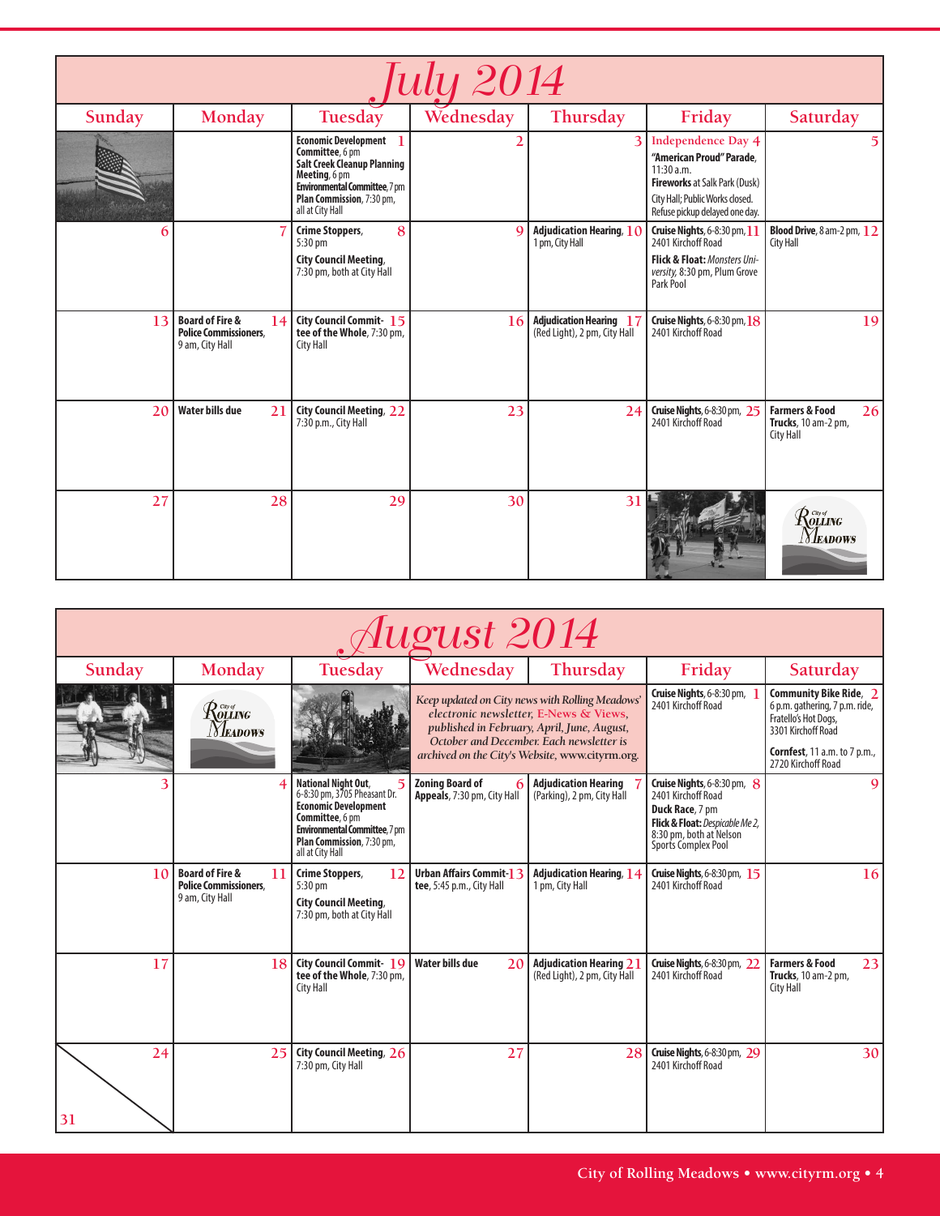# July 2014

| Sunday | Monday | Tuesday | Wednesday | Thursday | Friday | Saturday |
|---|---|---|---|---|---|---|
| | | 1 **Economic Development Committee**, 6 pm **Salt Creek Cleanup Planning Meeting**, 6 pm **Environmental Committee**, 7 pm **Plan Commission**, 7:30 pm, all at City Hall | 2 | 3 | 4 Independence Day **"American Proud" Parade**, 11:30 a.m. **Fireworks** at Salk Park (Dusk) City Hall; Public Works closed. Refuse pickup delayed one day. | 5 |
| 6 | 7 | 8 **Crime Stoppers**, 5:30 pm **City Council Meeting**, 7:30 pm, both at City Hall | 9 | 10 **Adjudication Hearing**, 1 pm, City Hall | 11 **Cruise Nights**, 6-8:30 pm, 2401 Kirchoff Road **Flick & Float:** *Monsters University*, 8:30 pm, Plum Grove Park Pool | 12 **Blood Drive**, 8 am-2 pm, City Hall |
| 13 | 14 **Board of Fire & Police Commissioners**, 9 am, City Hall | 15 **City Council Committee of the Whole**, 7:30 pm, City Hall | 16 | 17 **Adjudication Hearing** (Red Light), 2 pm, City Hall | 18 **Cruise Nights**, 6-8:30 pm, 2401 Kirchoff Road | 19 |
| 20 | 21 **Water bills due** | 22 **City Council Meeting**, 7:30 p.m., City Hall | 23 | 24 | 25 **Cruise Nights**, 6-8:30 pm, 2401 Kirchoff Road | 26 **Farmers & Food Trucks**, 10 am-2 pm, City Hall |
| 27 | 28 | 29 | 30 | 31 | | City of Rolling Meadows |

# August 2014

| Sunday | Monday | Tuesday | Wednesday | Thursday | Friday | Saturday |
|---|---|---|---|---|---|---|
| | City of Rolling Meadows | | *Keep updated on City news with Rolling Meadows' electronic newsletter, E-News & Views, published in February, April, June, August, October and December. Each newsletter is archived on the City's Website, www.cityrm.org.* | | 1 **Cruise Nights**, 6-8:30 pm, 2401 Kirchoff Road | 2 **Community Bike Ride**, 6 p.m. gathering, 7 p.m. ride, Fratello's Hot Dogs, 3301 Kirchoff Road **Cornfest**, 11 a.m. to 7 p.m., 2720 Kirchoff Road |
| 3 | 4 | 5 **National Night Out**, 6-8:30 pm, 3705 Pheasant Dr. **Economic Development Committee**, 6 pm **Environmental Committee**, 7 pm **Plan Commission**, 7:30 pm, all at City Hall | 6 **Zoning Board of Appeals**, 7:30 pm, City Hall | 7 **Adjudication Hearing** (Parking), 2 pm, City Hall | 8 **Cruise Nights**, 6-8:30 pm, 2401 Kirchoff Road **Duck Race**, 7 pm **Flick & Float:** *Despicable Me 2*, 8:30 pm, both at Nelson Sports Complex Pool | 9 |
| 10 | 11 **Board of Fire & Police Commissioners**, 9 am, City Hall | 12 **Crime Stoppers**, 5:30 pm **City Council Meeting**, 7:30 pm, both at City Hall | 13 **Urban Affairs Committee**, 5:45 p.m., City Hall | 14 **Adjudication Hearing**, 1 pm, City Hall | 15 **Cruise Nights**, 6-8:30 pm, 2401 Kirchoff Road | 16 |
| 17 | 18 | 19 **City Council Committee of the Whole**, 7:30 pm, City Hall | 20 **Water bills due** | 21 **Adjudication Hearing** (Red Light), 2 pm, City Hall | 22 **Cruise Nights**, 6-8:30 pm, 2401 Kirchoff Road | 23 **Farmers & Food Trucks**, 10 am-2 pm, City Hall |
| 24 / 31 | 25 | 26 **City Council Meeting**, 7:30 pm, City Hall | 27 | 28 | 29 **Cruise Nights**, 6-8:30 pm, 2401 Kirchoff Road | 30 |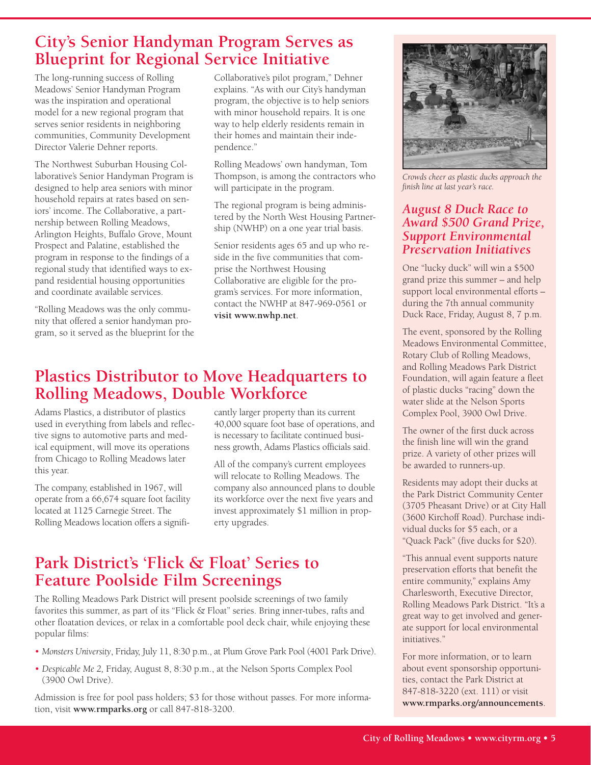## City's Senior Handyman Program Serves as Blueprint for Regional Service Initiative

The long-running success of Rolling Meadows' Senior Handyman Program was the inspiration and operational model for a new regional program that serves senior residents in neighboring communities, Community Development Director Valerie Dehner reports.

The Northwest Suburban Housing Collaborative's Senior Handyman Program is designed to help area seniors with minor household repairs at rates based on seniors' income. The Collaborative, a partnership between Rolling Meadows, Arlington Heights, Buffalo Grove, Mount Prospect and Palatine, established the program in response to the findings of a regional study that identified ways to expand residential housing opportunities and coordinate available services.

"Rolling Meadows was the only community that offered a senior handyman program, so it served as the blueprint for the Collaborative's pilot program," Dehner explains. "As with our City's handyman program, the objective is to help seniors with minor household repairs. It is one way to help elderly residents remain in their homes and maintain their independence."

Rolling Meadows' own handyman, Tom Thompson, is among the contractors who will participate in the program.

The regional program is being administered by the North West Housing Partnership (NWHP) on a one year trial basis.

Senior residents ages 65 and up who reside in the five communities that comprise the Northwest Housing Collaborative are eligible for the program's services. For more information, contact the NWHP at 847-969-0561 or **visit www.nwhp.net**.

## Plastics Distributor to Move Headquarters to Rolling Meadows, Double Workforce

Adams Plastics, a distributor of plastics used in everything from labels and reflective signs to automotive parts and medical equipment, will move its operations from Chicago to Rolling Meadows later this year.

The company, established in 1967, will operate from a 66,674 square foot facility located at 1125 Carnegie Street. The Rolling Meadows location offers a significantly larger property than its current 40,000 square foot base of operations, and is necessary to facilitate continued business growth, Adams Plastics officials said.

All of the company's current employees will relocate to Rolling Meadows. The company also announced plans to double its workforce over the next five years and invest approximately $1 million in property upgrades.

## Park District's 'Flick & Float' Series to Feature Poolside Film Screenings

The Rolling Meadows Park District will present poolside screenings of two family favorites this summer, as part of its "Flick & Float" series. Bring inner-tubes, rafts and other floatation devices, or relax in a comfortable pool deck chair, while enjoying these popular films:

- *Monsters University*, Friday, July 11, 8:30 p.m., at Plum Grove Park Pool (4001 Park Drive).
- *Despicable Me 2,* Friday, August 8, 8:30 p.m., at the Nelson Sports Complex Pool (3900 Owl Drive).

Admission is free for pool pass holders; $3 for those without passes. For more information, visit **www.rmparks.org** or call 847-818-3200.

*Crowds cheer as plastic ducks approach the finish line at last year's race.*

### *August 8 Duck Race to Award $500 Grand Prize, Support Environmental Preservation Initiatives*

One "lucky duck" will win a $500 grand prize this summer – and help support local environmental efforts – during the 7th annual community Duck Race, Friday, August 8, 7 p.m.

The event, sponsored by the Rolling Meadows Environmental Committee, Rotary Club of Rolling Meadows, and Rolling Meadows Park District Foundation, will again feature a fleet of plastic ducks "racing" down the water slide at the Nelson Sports Complex Pool, 3900 Owl Drive.

The owner of the first duck across the finish line will win the grand prize. A variety of other prizes will be awarded to runners-up.

Residents may adopt their ducks at the Park District Community Center (3705 Pheasant Drive) or at City Hall (3600 Kirchoff Road). Purchase individual ducks for $5 each, or a "Quack Pack" (five ducks for $20).

"This annual event supports nature preservation efforts that benefit the entire community," explains Amy Charlesworth, Executive Director, Rolling Meadows Park District. "It's a great way to get involved and generate support for local environmental initiatives."

For more information, or to learn about event sponsorship opportunities, contact the Park District at 847-818-3220 (ext. 111) or visit **www.rmparks.org/announcements**.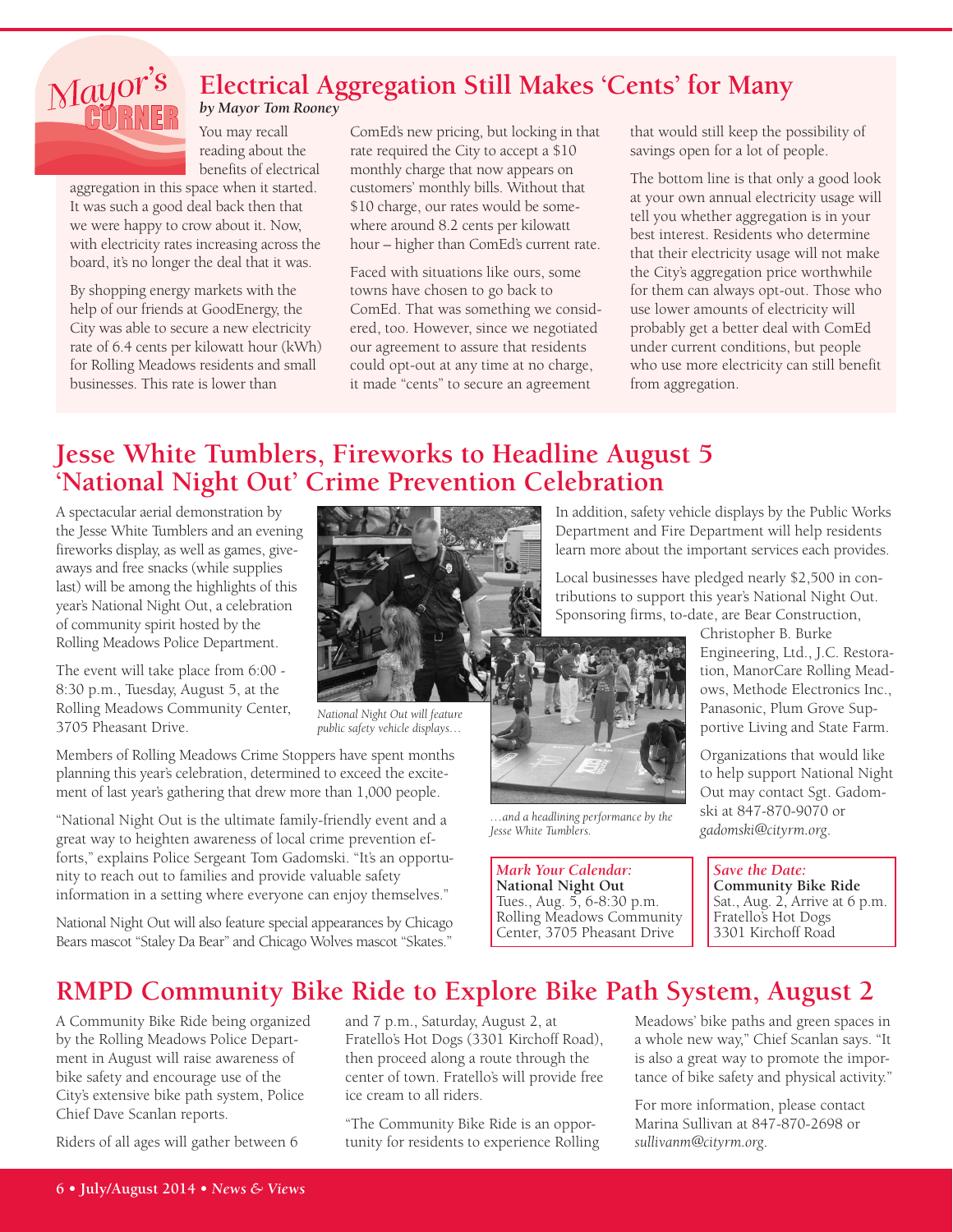Mayor's CORNER

## Electrical Aggregation Still Makes 'Cents' for Many

*by Mayor Tom Rooney*

You may recall reading about the benefits of electrical aggregation in this space when it started. It was such a good deal back then that we were happy to crow about it. Now, with electricity rates increasing across the board, it's no longer the deal that it was.

By shopping energy markets with the help of our friends at GoodEnergy, the City was able to secure a new electricity rate of 6.4 cents per kilowatt hour (kWh) for Rolling Meadows residents and small businesses. This rate is lower than ComEd's new pricing, but locking in that rate required the City to accept a $10 monthly charge that now appears on customers' monthly bills. Without that $10 charge, our rates would be somewhere around 8.2 cents per kilowatt hour – higher than ComEd's current rate.

Faced with situations like ours, some towns have chosen to go back to ComEd. That was something we considered, too. However, since we negotiated our agreement to assure that residents could opt-out at any time at no charge, it made "cents" to secure an agreement that would still keep the possibility of savings open for a lot of people.

The bottom line is that only a good look at your own annual electricity usage will tell you whether aggregation is in your best interest. Residents who determine that their electricity usage will not make the City's aggregation price worthwhile for them can always opt-out. Those who use lower amounts of electricity will probably get a better deal with ComEd under current conditions, but people who use more electricity can still benefit from aggregation.

## Jesse White Tumblers, Fireworks to Headline August 5 'National Night Out' Crime Prevention Celebration

A spectacular aerial demonstration by the Jesse White Tumblers and an evening fireworks display, as well as games, giveaways and free snacks (while supplies last) will be among the highlights of this year's National Night Out, a celebration of community spirit hosted by the Rolling Meadows Police Department.

The event will take place from 6:00 - 8:30 p.m., Tuesday, August 5, at the Rolling Meadows Community Center, 3705 Pheasant Drive.

*National Night Out will feature public safety vehicle displays…*

Members of Rolling Meadows Crime Stoppers have spent months planning this year's celebration, determined to exceed the excitement of last year's gathering that drew more than 1,000 people.

"National Night Out is the ultimate family-friendly event and a great way to heighten awareness of local crime prevention efforts," explains Police Sergeant Tom Gadomski. "It's an opportunity to reach out to families and provide valuable safety information in a setting where everyone can enjoy themselves."

National Night Out will also feature special appearances by Chicago Bears mascot "Staley Da Bear" and Chicago Wolves mascot "Skates."

In addition, safety vehicle displays by the Public Works Department and Fire Department will help residents learn more about the important services each provides.

Local businesses have pledged nearly $2,500 in contributions to support this year's National Night Out. Sponsoring firms, to-date, are Bear Construction, Christopher B. Burke Engineering, Ltd., J.C. Restoration, ManorCare Rolling Meadows, Methode Electronics Inc., Panasonic, Plum Grove Supportive Living and State Farm.

*…and a headlining performance by the Jesse White Tumblers.*

Organizations that would like to help support National Night Out may contact Sgt. Gadomski at 847-870-9070 or *gadomski@cityrm.org*.

*Mark Your Calendar:*
**National Night Out**
Tues., Aug. 5, 6-8:30 p.m.
Rolling Meadows Community Center, 3705 Pheasant Drive

*Save the Date:*
**Community Bike Ride**
Sat., Aug. 2, Arrive at 6 p.m.
Fratello's Hot Dogs
3301 Kirchoff Road

## RMPD Community Bike Ride to Explore Bike Path System, August 2

A Community Bike Ride being organized by the Rolling Meadows Police Department in August will raise awareness of bike safety and encourage use of the City's extensive bike path system, Police Chief Dave Scanlan reports.

Riders of all ages will gather between 6 and 7 p.m., Saturday, August 2, at Fratello's Hot Dogs (3301 Kirchoff Road), then proceed along a route through the center of town. Fratello's will provide free ice cream to all riders.

"The Community Bike Ride is an opportunity for residents to experience Rolling Meadows' bike paths and green spaces in a whole new way," Chief Scanlan says. "It is also a great way to promote the importance of bike safety and physical activity."

For more information, please contact Marina Sullivan at 847-870-2698 or *sullivanm@cityrm.org*.